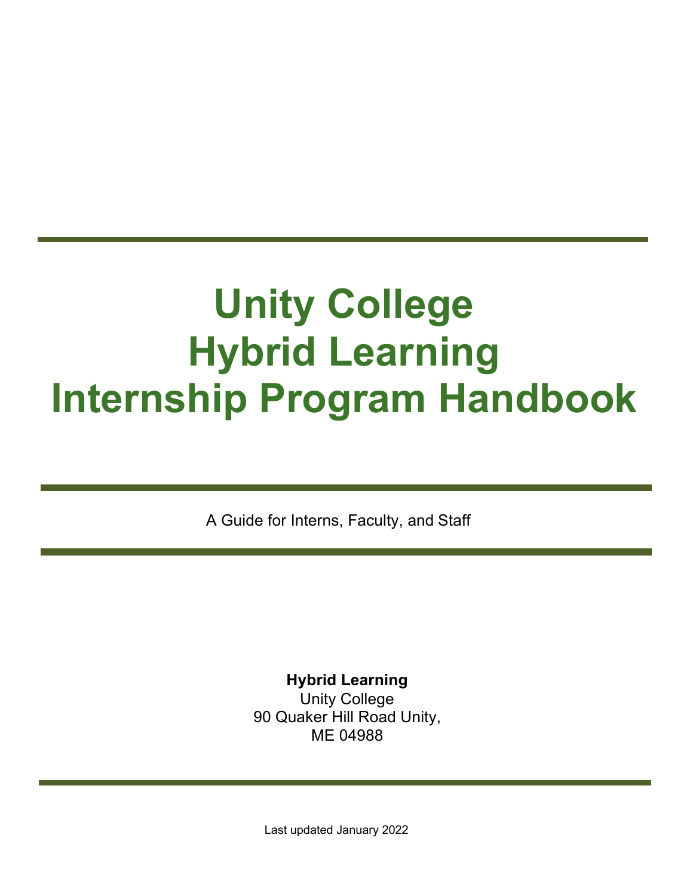# Unity College Hybrid Learning Internship Program Handbook

A Guide for Interns, Faculty, and Staff

**Hybrid Learning**
Unity College
90 Quaker Hill Road Unity,
ME 04988

Last updated January 2022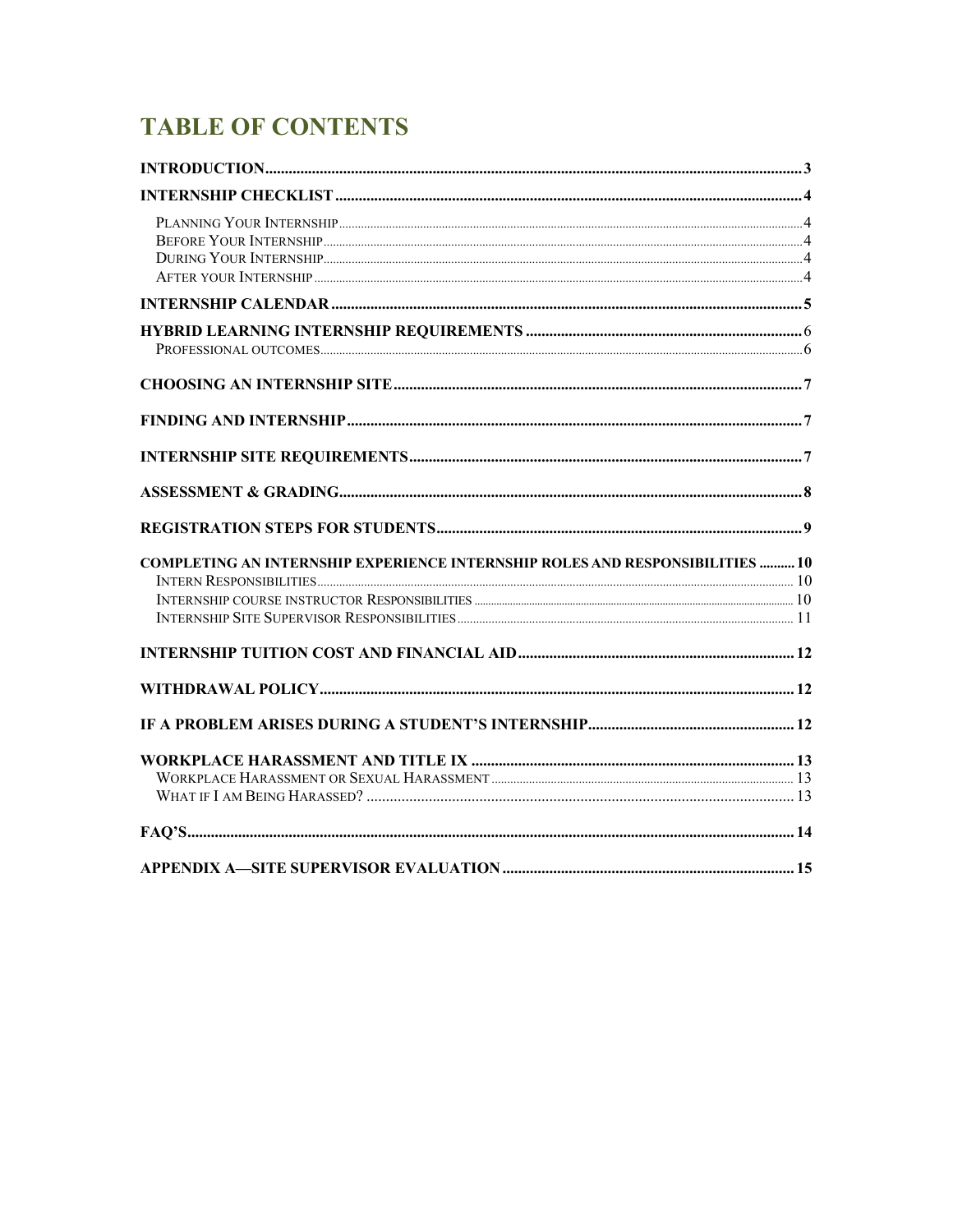# TABLE OF CONTENTS

**INTRODUCTION** ........ 3

**INTERNSHIP CHECKLIST** ........ 4

- Planning Your Internship ........ 4
- Before Your Internship ........ 4
- During Your Internship ........ 4
- After your Internship ........ 4

**INTERNSHIP CALENDAR** ........ 5

**HYBRID LEARNING INTERNSHIP REQUIREMENTS** ........ 6

- Professional outcomes ........ 6

**CHOOSING AN INTERNSHIP SITE** ........ 7

**FINDING AND INTERNSHIP** ........ 7

**INTERNSHIP SITE REQUIREMENTS** ........ 7

**ASSESSMENT & GRADING** ........ 8

**REGISTRATION STEPS FOR STUDENTS** ........ 9

**COMPLETING AN INTERNSHIP EXPERIENCE INTERNSHIP ROLES AND RESPONSIBILITIES** ........ 10

- Intern Responsibilities ........ 10
- Internship course instructor Responsibilities ........ 10
- Internship Site Supervisor Responsibilities ........ 11

**INTERNSHIP TUITION COST AND FINANCIAL AID** ........ 12

**WITHDRAWAL POLICY** ........ 12

**IF A PROBLEM ARISES DURING A STUDENT'S INTERNSHIP** ........ 12

**WORKPLACE HARASSMENT AND TITLE IX** ........ 13

- Workplace Harassment or Sexual Harassment ........ 13
- What if I am Being Harassed? ........ 13

**FAQ'S** ........ 14

**APPENDIX A—SITE SUPERVISOR EVALUATION** ........ 15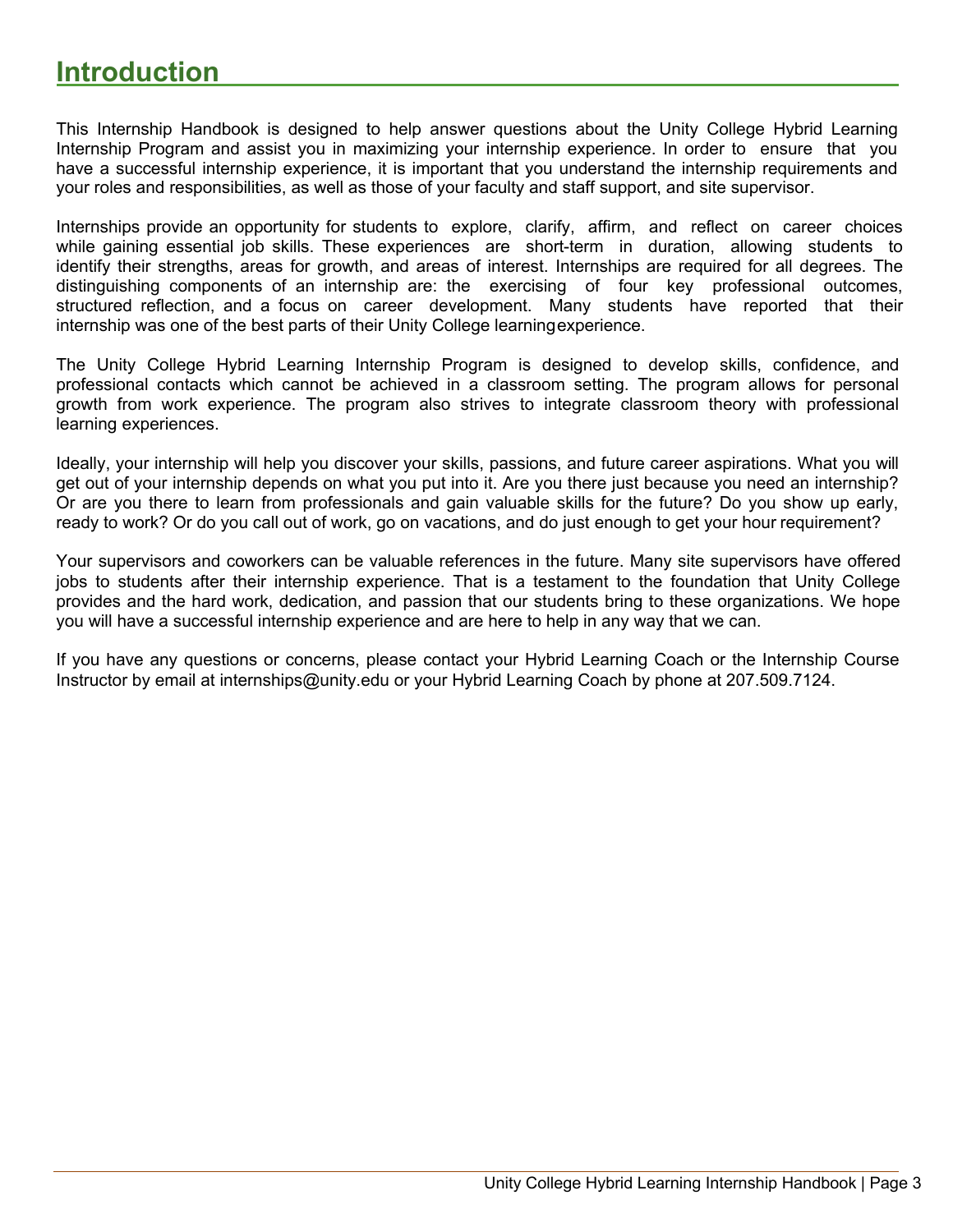# Introduction

This Internship Handbook is designed to help answer questions about the Unity College Hybrid Learning Internship Program and assist you in maximizing your internship experience. In order to ensure that you have a successful internship experience, it is important that you understand the internship requirements and your roles and responsibilities, as well as those of your faculty and staff support, and site supervisor.

Internships provide an opportunity for students to explore, clarify, affirm, and reflect on career choices while gaining essential job skills. These experiences are short-term in duration, allowing students to identify their strengths, areas for growth, and areas of interest. Internships are required for all degrees. The distinguishing components of an internship are: the exercising of four key professional outcomes, structured reflection, and a focus on career development. Many students have reported that their internship was one of the best parts of their Unity College learning experience.

The Unity College Hybrid Learning Internship Program is designed to develop skills, confidence, and professional contacts which cannot be achieved in a classroom setting. The program allows for personal growth from work experience. The program also strives to integrate classroom theory with professional learning experiences.

Ideally, your internship will help you discover your skills, passions, and future career aspirations. What you will get out of your internship depends on what you put into it. Are you there just because you need an internship? Or are you there to learn from professionals and gain valuable skills for the future? Do you show up early, ready to work? Or do you call out of work, go on vacations, and do just enough to get your hour requirement?

Your supervisors and coworkers can be valuable references in the future. Many site supervisors have offered jobs to students after their internship experience. That is a testament to the foundation that Unity College provides and the hard work, dedication, and passion that our students bring to these organizations. We hope you will have a successful internship experience and are here to help in any way that we can.

If you have any questions or concerns, please contact your Hybrid Learning Coach or the Internship Course Instructor by email at internships@unity.edu or your Hybrid Learning Coach by phone at 207.509.7124.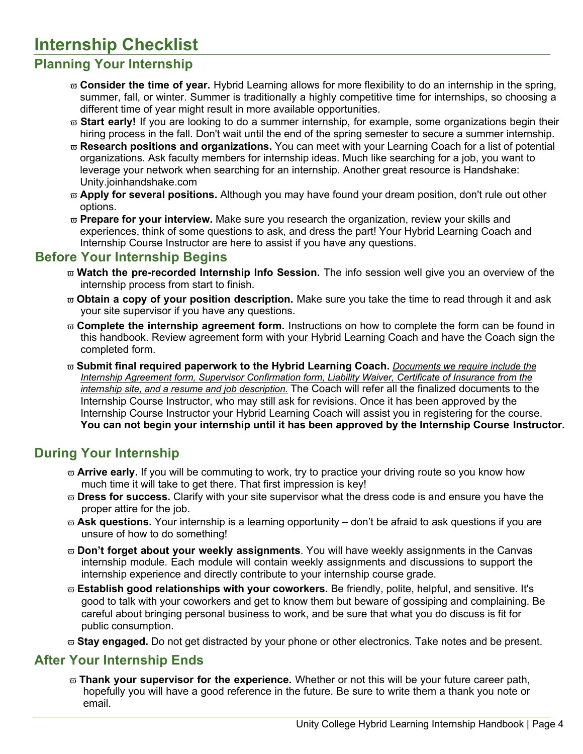# Internship Checklist

## Planning Your Internship

- **Consider the time of year.** Hybrid Learning allows for more flexibility to do an internship in the spring, summer, fall, or winter. Summer is traditionally a highly competitive time for internships, so choosing a different time of year might result in more available opportunities.
- **Start early!** If you are looking to do a summer internship, for example, some organizations begin their hiring process in the fall. Don't wait until the end of the spring semester to secure a summer internship.
- **Research positions and organizations.** You can meet with your Learning Coach for a list of potential organizations. Ask faculty members for internship ideas. Much like searching for a job, you want to leverage your network when searching for an internship. Another great resource is Handshake: Unity.joinhandshake.com
- **Apply for several positions.** Although you may have found your dream position, don't rule out other options.
- **Prepare for your interview.** Make sure you research the organization, review your skills and experiences, think of some questions to ask, and dress the part! Your Hybrid Learning Coach and Internship Course Instructor are here to assist if you have any questions.

## Before Your Internship Begins

- **Watch the pre-recorded Internship Info Session.** The info session well give you an overview of the internship process from start to finish.
- **Obtain a copy of your position description.** Make sure you take the time to read through it and ask your site supervisor if you have any questions.
- **Complete the internship agreement form.** Instructions on how to complete the form can be found in this handbook. Review agreement form with your Hybrid Learning Coach and have the Coach sign the completed form.
- **Submit final required paperwork to the Hybrid Learning Coach.** *Documents we require include the Internship Agreement form, Supervisor Confirmation form, Liability Waiver, Certificate of Insurance from the internship site, and a resume and job description.* The Coach will refer all the finalized documents to the Internship Course Instructor, who may still ask for revisions. Once it has been approved by the Internship Course Instructor your Hybrid Learning Coach will assist you in registering for the course. **You can not begin your internship until it has been approved by the Internship Course Instructor.**

## During Your Internship

- **Arrive early.** If you will be commuting to work, try to practice your driving route so you know how much time it will take to get there. That first impression is key!
- **Dress for success.** Clarify with your site supervisor what the dress code is and ensure you have the proper attire for the job.
- **Ask questions.** Your internship is a learning opportunity – don't be afraid to ask questions if you are unsure of how to do something!
- **Don't forget about your weekly assignments**. You will have weekly assignments in the Canvas internship module. Each module will contain weekly assignments and discussions to support the internship experience and directly contribute to your internship course grade.
- **Establish good relationships with your coworkers.** Be friendly, polite, helpful, and sensitive. It's good to talk with your coworkers and get to know them but beware of gossiping and complaining. Be careful about bringing personal business to work, and be sure that what you do discuss is fit for public consumption.
- **Stay engaged.** Do not get distracted by your phone or other electronics. Take notes and be present.

## After Your Internship Ends

- **Thank your supervisor for the experience.** Whether or not this will be your future career path, hopefully you will have a good reference in the future. Be sure to write them a thank you note or email.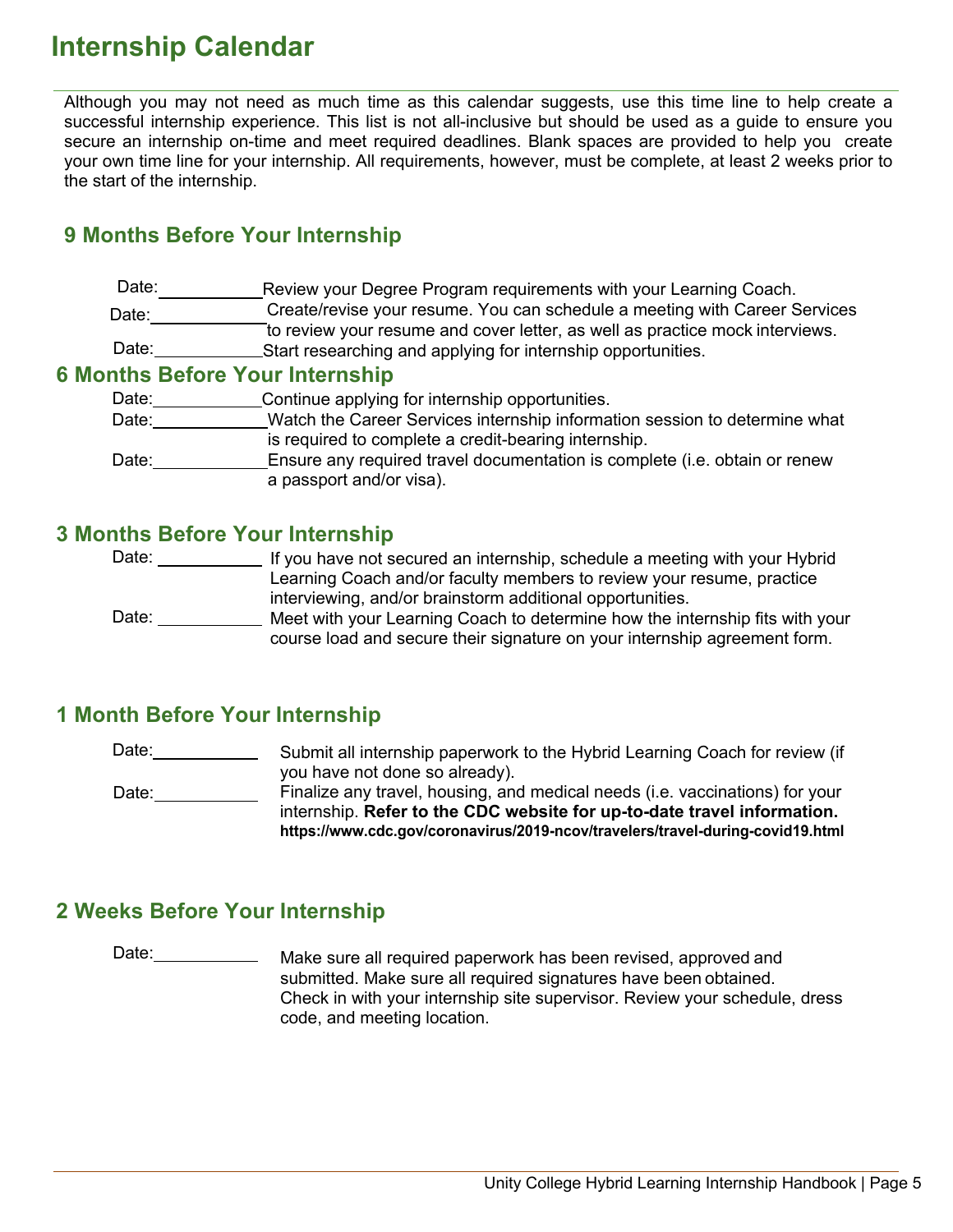# Internship Calendar

Although you may not need as much time as this calendar suggests, use this time line to help create a successful internship experience. This list is not all-inclusive but should be used as a guide to ensure you secure an internship on-time and meet required deadlines. Blank spaces are provided to help you create your own time line for your internship. All requirements, however, must be complete, at least 2 weeks prior to the start of the internship.

## 9 Months Before Your Internship

Date:\_\_\_\_\_\_\_\_\_\_\_\_ Review your Degree Program requirements with your Learning Coach.

Date:\_\_\_\_\_\_\_\_\_\_\_\_ Create/revise your resume. You can schedule a meeting with Career Services to review your resume and cover letter, as well as practice mock interviews.

Date:\_\_\_\_\_\_\_\_\_\_\_\_ Start researching and applying for internship opportunities.

## 6 Months Before Your Internship

Date:\_\_\_\_\_\_\_\_\_\_\_\_ Continue applying for internship opportunities.

Date:\_\_\_\_\_\_\_\_\_\_\_\_ Watch the Career Services internship information session to determine what is required to complete a credit-bearing internship.

Date:\_\_\_\_\_\_\_\_\_\_\_\_ Ensure any required travel documentation is complete (i.e. obtain or renew a passport and/or visa).

## 3 Months Before Your Internship

Date:\_\_\_\_\_\_\_\_\_\_\_\_ If you have not secured an internship, schedule a meeting with your Hybrid Learning Coach and/or faculty members to review your resume, practice interviewing, and/or brainstorm additional opportunities.

Date:\_\_\_\_\_\_\_\_\_\_\_\_ Meet with your Learning Coach to determine how the internship fits with your course load and secure their signature on your internship agreement form.

## 1 Month Before Your Internship

Date:\_\_\_\_\_\_\_\_\_\_\_\_ Submit all internship paperwork to the Hybrid Learning Coach for review (if you have not done so already).

Date:\_\_\_\_\_\_\_\_\_\_\_\_ Finalize any travel, housing, and medical needs (i.e. vaccinations) for your internship. **Refer to the CDC website for up-to-date travel information.** **https://www.cdc.gov/coronavirus/2019-ncov/travelers/travel-during-covid19.html**

## 2 Weeks Before Your Internship

Date:\_\_\_\_\_\_\_\_\_\_\_\_ Make sure all required paperwork has been revised, approved and submitted. Make sure all required signatures have been obtained. Check in with your internship site supervisor. Review your schedule, dress code, and meeting location.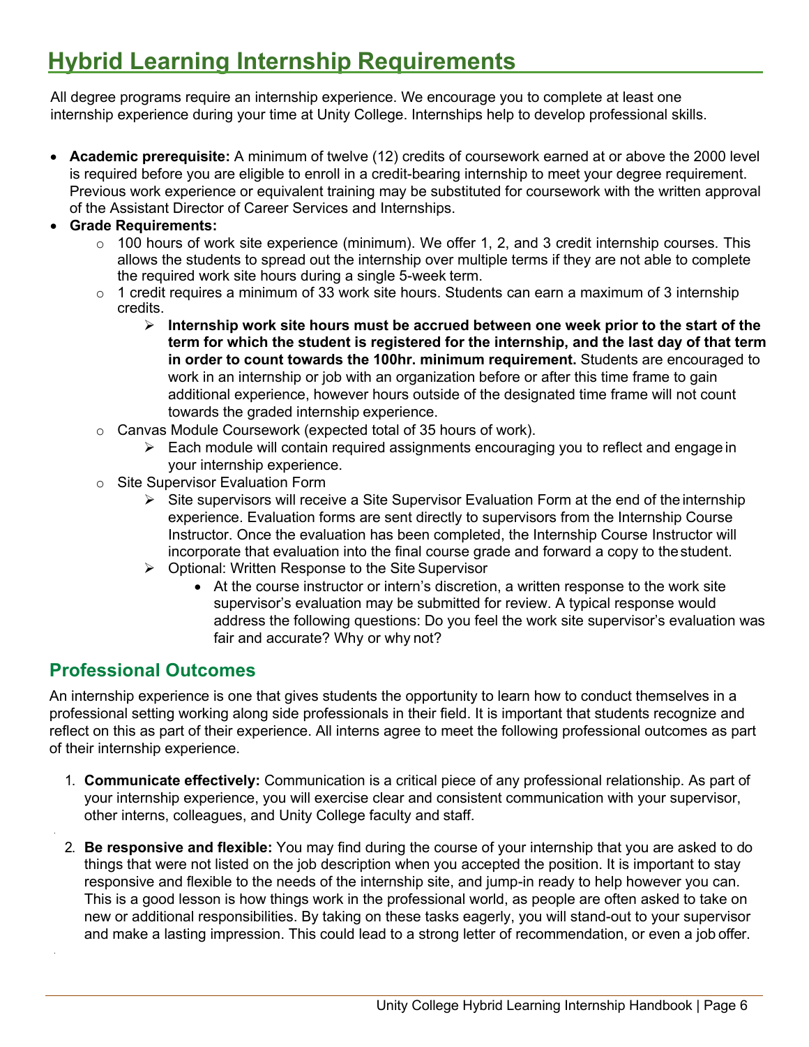# Hybrid Learning Internship Requirements

All degree programs require an internship experience. We encourage you to complete at least one internship experience during your time at Unity College. Internships help to develop professional skills.

- **Academic prerequisite:** A minimum of twelve (12) credits of coursework earned at or above the 2000 level is required before you are eligible to enroll in a credit-bearing internship to meet your degree requirement. Previous work experience or equivalent training may be substituted for coursework with the written approval of the Assistant Director of Career Services and Internships.
- **Grade Requirements:**
  - 100 hours of work site experience (minimum). We offer 1, 2, and 3 credit internship courses. This allows the students to spread out the internship over multiple terms if they are not able to complete the required work site hours during a single 5-week term.
  - 1 credit requires a minimum of 33 work site hours. Students can earn a maximum of 3 internship credits.
    - **Internship work site hours must be accrued between one week prior to the start of the term for which the student is registered for the internship, and the last day of that term in order to count towards the 100hr. minimum requirement.** Students are encouraged to work in an internship or job with an organization before or after this time frame to gain additional experience, however hours outside of the designated time frame will not count towards the graded internship experience.
  - Canvas Module Coursework (expected total of 35 hours of work).
    - Each module will contain required assignments encouraging you to reflect and engage in your internship experience.
  - Site Supervisor Evaluation Form
    - Site supervisors will receive a Site Supervisor Evaluation Form at the end of the internship experience. Evaluation forms are sent directly to supervisors from the Internship Course Instructor. Once the evaluation has been completed, the Internship Course Instructor will incorporate that evaluation into the final course grade and forward a copy to the student.
    - Optional: Written Response to the Site Supervisor
      - At the course instructor or intern's discretion, a written response to the work site supervisor's evaluation may be submitted for review. A typical response would address the following questions: Do you feel the work site supervisor's evaluation was fair and accurate? Why or why not?

## Professional Outcomes

An internship experience is one that gives students the opportunity to learn how to conduct themselves in a professional setting working along side professionals in their field. It is important that students recognize and reflect on this as part of their experience. All interns agree to meet the following professional outcomes as part of their internship experience.

1. **Communicate effectively:** Communication is a critical piece of any professional relationship. As part of your internship experience, you will exercise clear and consistent communication with your supervisor, other interns, colleagues, and Unity College faculty and staff.

2. **Be responsive and flexible:** You may find during the course of your internship that you are asked to do things that were not listed on the job description when you accepted the position. It is important to stay responsive and flexible to the needs of the internship site, and jump-in ready to help however you can. This is a good lesson is how things work in the professional world, as people are often asked to take on new or additional responsibilities. By taking on these tasks eagerly, you will stand-out to your supervisor and make a lasting impression. This could lead to a strong letter of recommendation, or even a job offer.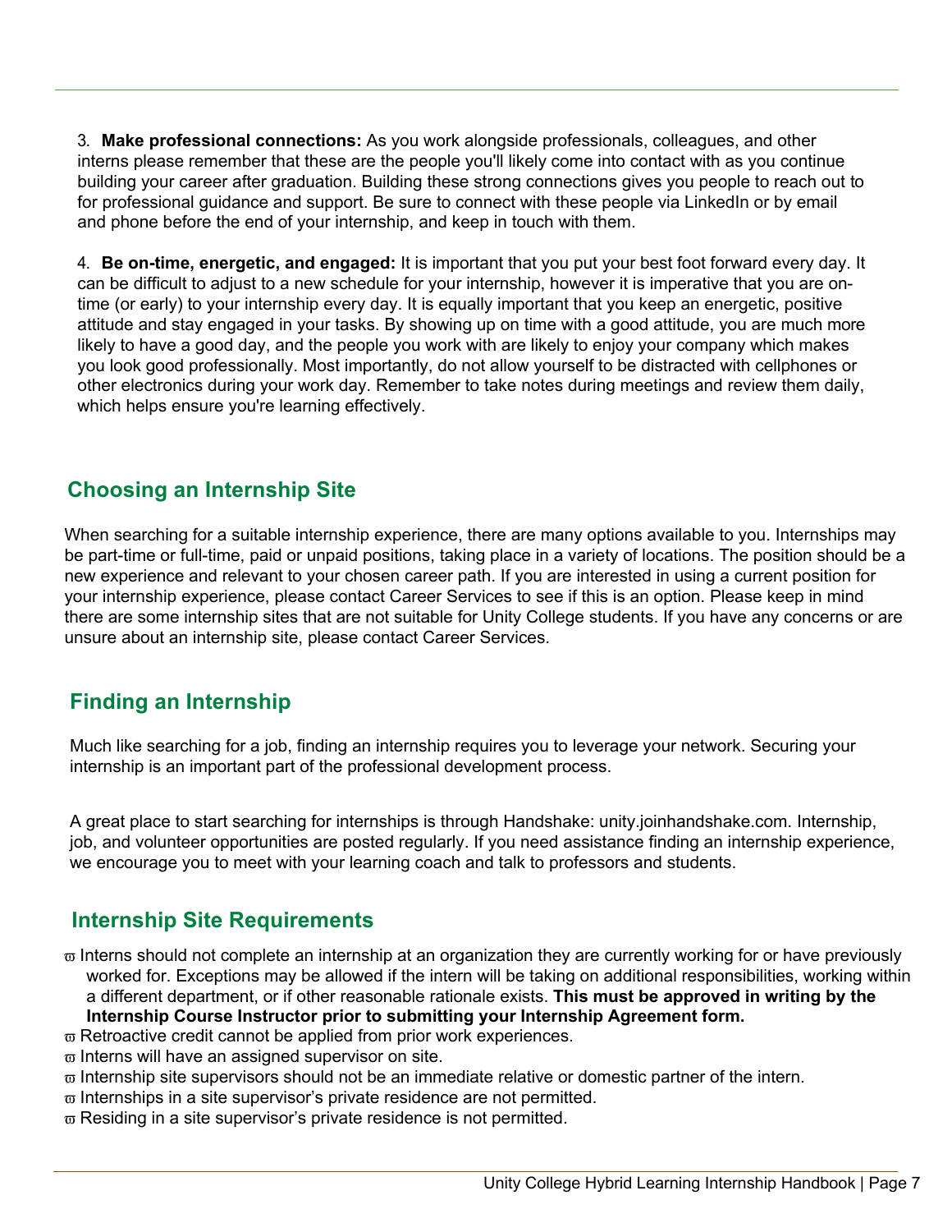3. **Make professional connections:** As you work alongside professionals, colleagues, and other interns please remember that these are the people you'll likely come into contact with as you continue building your career after graduation. Building these strong connections gives you people to reach out to for professional guidance and support. Be sure to connect with these people via LinkedIn or by email and phone before the end of your internship, and keep in touch with them.

4. **Be on-time, energetic, and engaged:** It is important that you put your best foot forward every day. It can be difficult to adjust to a new schedule for your internship, however it is imperative that you are on-time (or early) to your internship every day. It is equally important that you keep an energetic, positive attitude and stay engaged in your tasks. By showing up on time with a good attitude, you are much more likely to have a good day, and the people you work with are likely to enjoy your company which makes you look good professionally. Most importantly, do not allow yourself to be distracted with cellphones or other electronics during your work day. Remember to take notes during meetings and review them daily, which helps ensure you're learning effectively.

## Choosing an Internship Site

When searching for a suitable internship experience, there are many options available to you. Internships may be part-time or full-time, paid or unpaid positions, taking place in a variety of locations. The position should be a new experience and relevant to your chosen career path. If you are interested in using a current position for your internship experience, please contact Career Services to see if this is an option. Please keep in mind there are some internship sites that are not suitable for Unity College students. If you have any concerns or are unsure about an internship site, please contact Career Services.

## Finding an Internship

Much like searching for a job, finding an internship requires you to leverage your network. Securing your internship is an important part of the professional development process.

A great place to start searching for internships is through Handshake: unity.joinhandshake.com. Internship, job, and volunteer opportunities are posted regularly. If you need assistance finding an internship experience, we encourage you to meet with your learning coach and talk to professors and students.

## Internship Site Requirements

- Interns should not complete an internship at an organization they are currently working for or have previously worked for. Exceptions may be allowed if the intern will be taking on additional responsibilities, working within a different department, or if other reasonable rationale exists. **This must be approved in writing by the Internship Course Instructor prior to submitting your Internship Agreement form.**
- Retroactive credit cannot be applied from prior work experiences.
- Interns will have an assigned supervisor on site.
- Internship site supervisors should not be an immediate relative or domestic partner of the intern.
- Internships in a site supervisor's private residence are not permitted.
- Residing in a site supervisor's private residence is not permitted.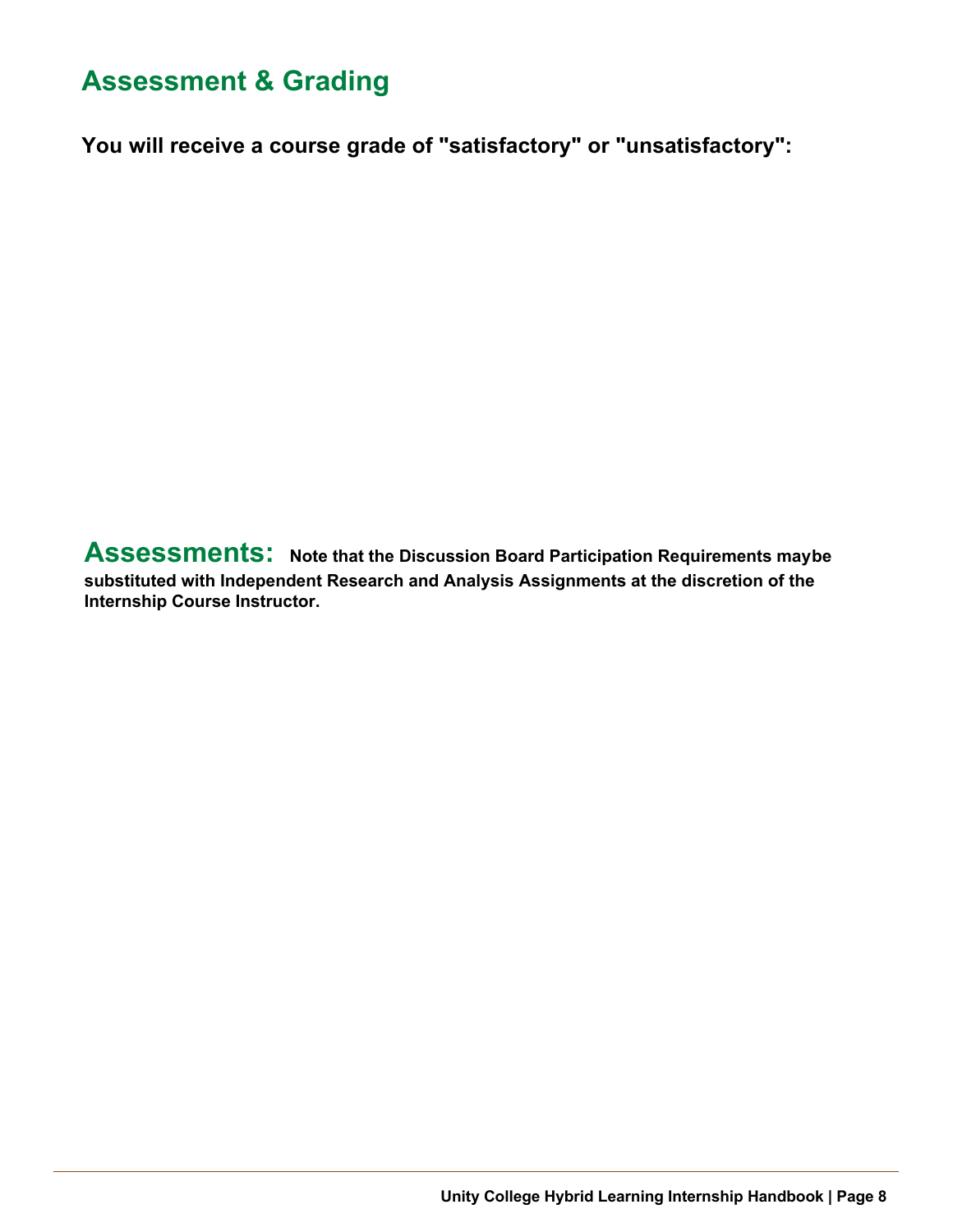## Assessment & Grading

**You will receive a course grade of "satisfactory" or "unsatisfactory":**

## Assessments:

**Note that the Discussion Board Participation Requirements maybe substituted with Independent Research and Analysis Assignments at the discretion of the Internship Course Instructor.**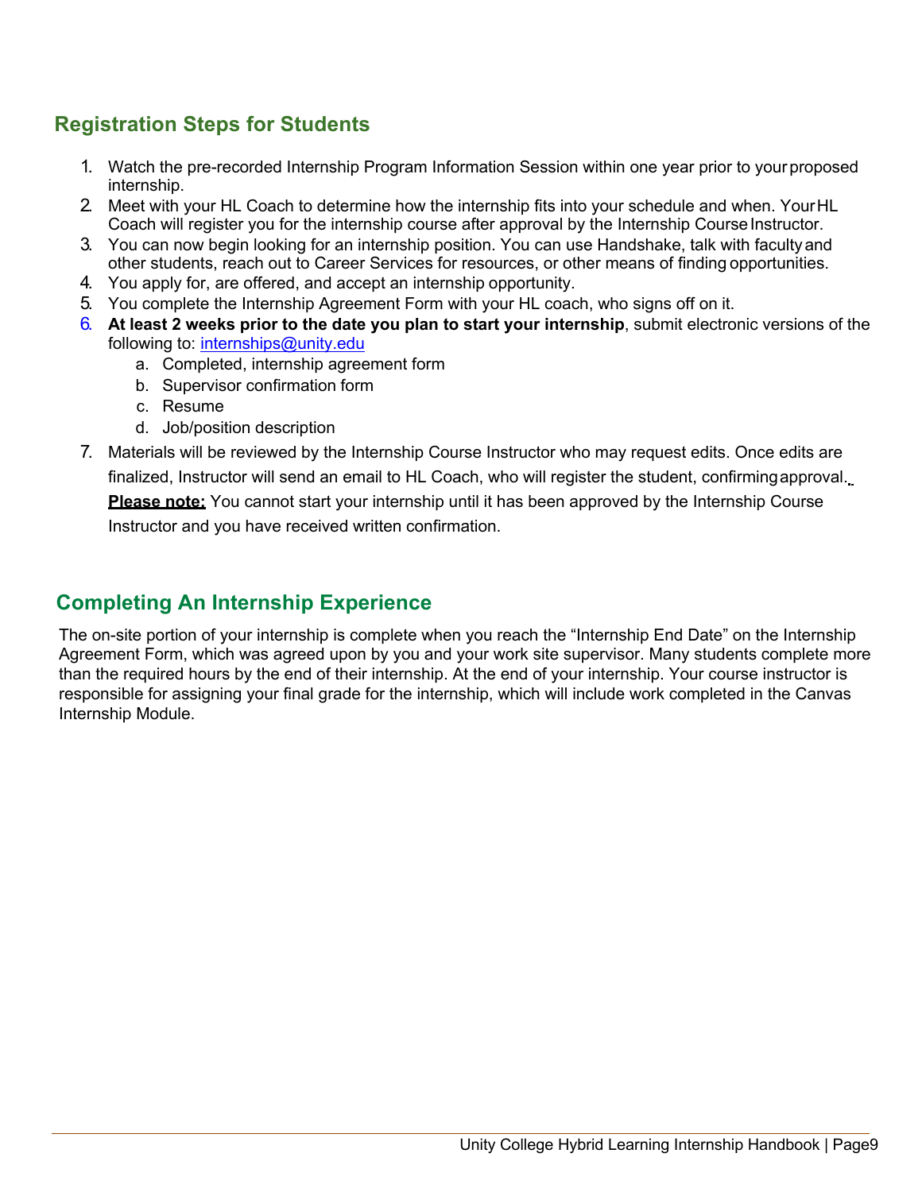## Registration Steps for Students

1. Watch the pre-recorded Internship Program Information Session within one year prior to your proposed internship.
2. Meet with your HL Coach to determine how the internship fits into your schedule and when. Your HL Coach will register you for the internship course after approval by the Internship Course Instructor.
3. You can now begin looking for an internship position. You can use Handshake, talk with faculty and other students, reach out to Career Services for resources, or other means of finding opportunities.
4. You apply for, are offered, and accept an internship opportunity.
5. You complete the Internship Agreement Form with your HL coach, who signs off on it.
6. **At least 2 weeks prior to the date you plan to start your internship**, submit electronic versions of the following to: internships@unity.edu
   a. Completed, internship agreement form
   b. Supervisor confirmation form
   c. Resume
   d. Job/position description
7. Materials will be reviewed by the Internship Course Instructor who may request edits. Once edits are finalized, Instructor will send an email to HL Coach, who will register the student, confirming approval.
   **Please note:** You cannot start your internship until it has been approved by the Internship Course Instructor and you have received written confirmation.

## Completing An Internship Experience

The on-site portion of your internship is complete when you reach the "Internship End Date" on the Internship Agreement Form, which was agreed upon by you and your work site supervisor. Many students complete more than the required hours by the end of their internship. At the end of your internship. Your course instructor is responsible for assigning your final grade for the internship, which will include work completed in the Canvas Internship Module.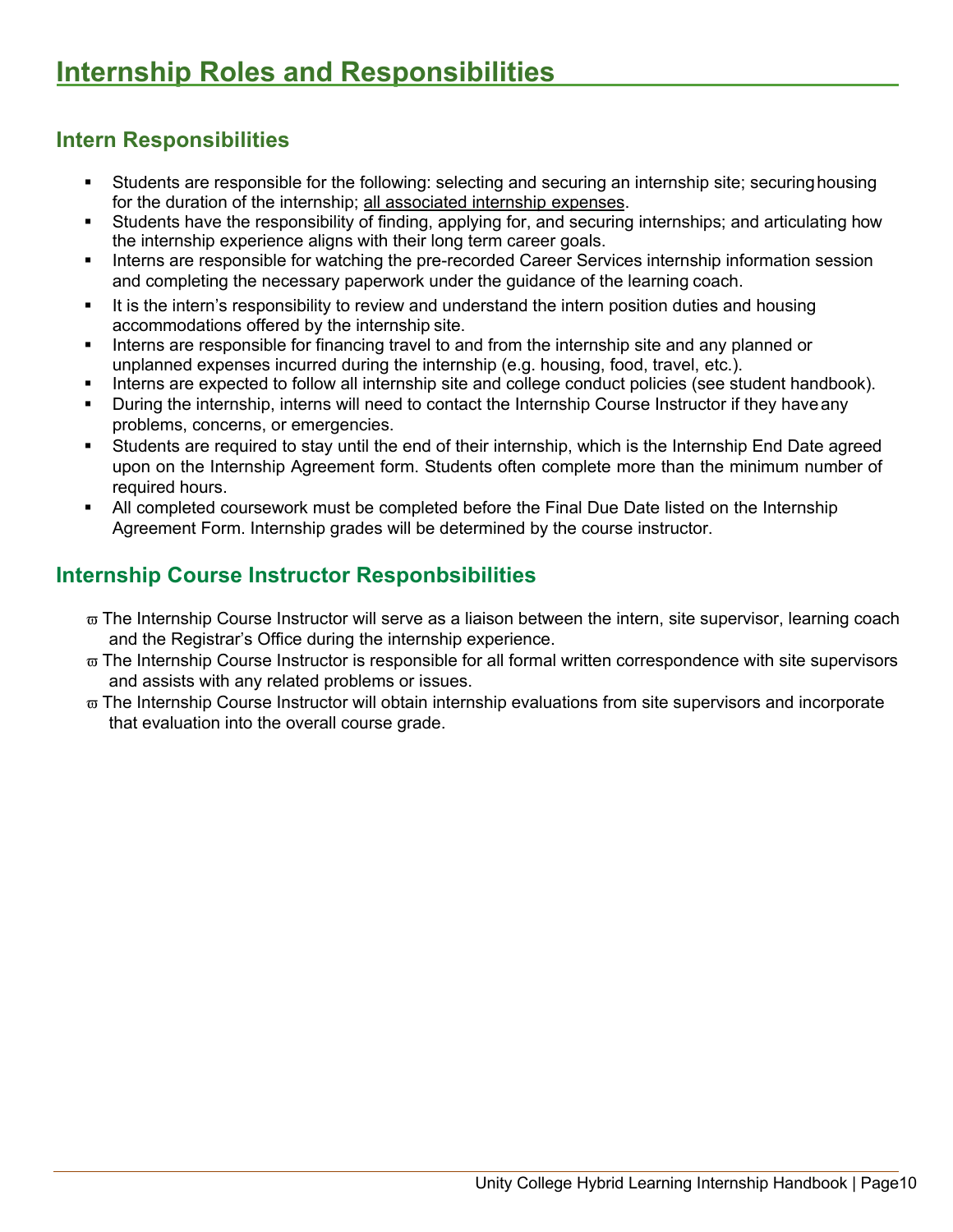# Internship Roles and Responsibilities

## Intern Responsibilities

- Students are responsible for the following: selecting and securing an internship site; securing housing for the duration of the internship; <u>all associated internship expenses</u>.
- Students have the responsibility of finding, applying for, and securing internships; and articulating how the internship experience aligns with their long term career goals.
- Interns are responsible for watching the pre-recorded Career Services internship information session and completing the necessary paperwork under the guidance of the learning coach.
- It is the intern's responsibility to review and understand the intern position duties and housing accommodations offered by the internship site.
- Interns are responsible for financing travel to and from the internship site and any planned or unplanned expenses incurred during the internship (e.g. housing, food, travel, etc.).
- Interns are expected to follow all internship site and college conduct policies (see student handbook).
- During the internship, interns will need to contact the Internship Course Instructor if they have any problems, concerns, or emergencies.
- Students are required to stay until the end of their internship, which is the Internship End Date agreed upon on the Internship Agreement form. Students often complete more than the minimum number of required hours.
- All completed coursework must be completed before the Final Due Date listed on the Internship Agreement Form. Internship grades will be determined by the course instructor.

## Internship Course Instructor Responbsibilities

- The Internship Course Instructor will serve as a liaison between the intern, site supervisor, learning coach and the Registrar's Office during the internship experience.
- The Internship Course Instructor is responsible for all formal written correspondence with site supervisors and assists with any related problems or issues.
- The Internship Course Instructor will obtain internship evaluations from site supervisors and incorporate that evaluation into the overall course grade.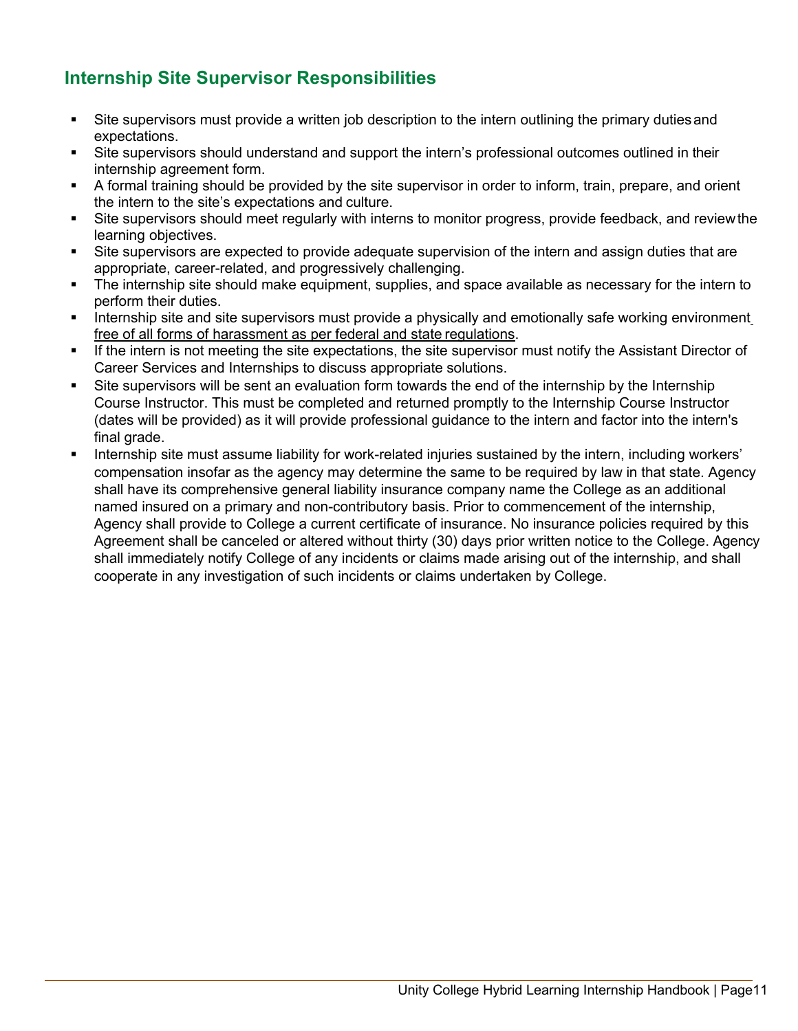## Internship Site Supervisor Responsibilities

- Site supervisors must provide a written job description to the intern outlining the primary duties and expectations.
- Site supervisors should understand and support the intern's professional outcomes outlined in their internship agreement form.
- A formal training should be provided by the site supervisor in order to inform, train, prepare, and orient the intern to the site's expectations and culture.
- Site supervisors should meet regularly with interns to monitor progress, provide feedback, and review the learning objectives.
- Site supervisors are expected to provide adequate supervision of the intern and assign duties that are appropriate, career-related, and progressively challenging.
- The internship site should make equipment, supplies, and space available as necessary for the intern to perform their duties.
- Internship site and site supervisors must provide a physically and emotionally safe working environment free of all forms of harassment as per federal and state regulations.
- If the intern is not meeting the site expectations, the site supervisor must notify the Assistant Director of Career Services and Internships to discuss appropriate solutions.
- Site supervisors will be sent an evaluation form towards the end of the internship by the Internship Course Instructor. This must be completed and returned promptly to the Internship Course Instructor (dates will be provided) as it will provide professional guidance to the intern and factor into the intern's final grade.
- Internship site must assume liability for work-related injuries sustained by the intern, including workers' compensation insofar as the agency may determine the same to be required by law in that state. Agency shall have its comprehensive general liability insurance company name the College as an additional named insured on a primary and non-contributory basis. Prior to commencement of the internship, Agency shall provide to College a current certificate of insurance. No insurance policies required by this Agreement shall be canceled or altered without thirty (30) days prior written notice to the College. Agency shall immediately notify College of any incidents or claims made arising out of the internship, and shall cooperate in any investigation of such incidents or claims undertaken by College.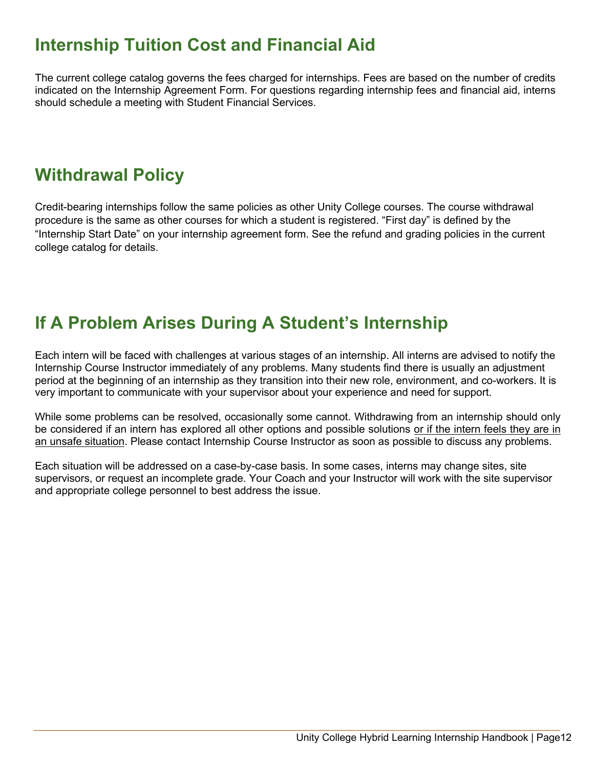## Internship Tuition Cost and Financial Aid

The current college catalog governs the fees charged for internships. Fees are based on the number of credits indicated on the Internship Agreement Form. For questions regarding internship fees and financial aid, interns should schedule a meeting with Student Financial Services.

## Withdrawal Policy

Credit-bearing internships follow the same policies as other Unity College courses. The course withdrawal procedure is the same as other courses for which a student is registered. "First day" is defined by the "Internship Start Date" on your internship agreement form. See the refund and grading policies in the current college catalog for details.

## If A Problem Arises During A Student's Internship

Each intern will be faced with challenges at various stages of an internship. All interns are advised to notify the Internship Course Instructor immediately of any problems. Many students find there is usually an adjustment period at the beginning of an internship as they transition into their new role, environment, and co-workers. It is very important to communicate with your supervisor about your experience and need for support.

While some problems can be resolved, occasionally some cannot. Withdrawing from an internship should only be considered if an intern has explored all other options and possible solutions <u>or if the intern feels they are in an unsafe situation</u>. Please contact Internship Course Instructor as soon as possible to discuss any problems.

Each situation will be addressed on a case-by-case basis. In some cases, interns may change sites, site supervisors, or request an incomplete grade. Your Coach and your Instructor will work with the site supervisor and appropriate college personnel to best address the issue.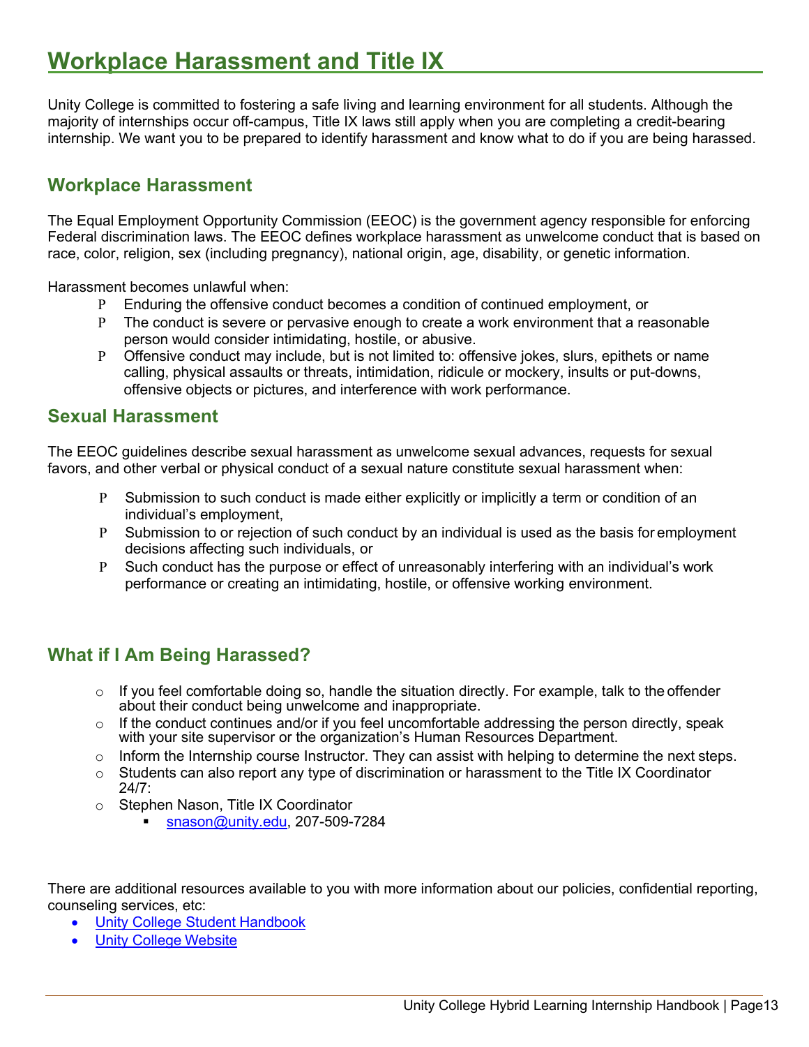# Workplace Harassment and Title IX

Unity College is committed to fostering a safe living and learning environment for all students. Although the majority of internships occur off-campus, Title IX laws still apply when you are completing a credit-bearing internship. We want you to be prepared to identify harassment and know what to do if you are being harassed.

## Workplace Harassment

The Equal Employment Opportunity Commission (EEOC) is the government agency responsible for enforcing Federal discrimination laws. The EEOC defines workplace harassment as unwelcome conduct that is based on race, color, religion, sex (including pregnancy), national origin, age, disability, or genetic information.

Harassment becomes unlawful when:

- Enduring the offensive conduct becomes a condition of continued employment, or
- The conduct is severe or pervasive enough to create a work environment that a reasonable person would consider intimidating, hostile, or abusive.
- Offensive conduct may include, but is not limited to: offensive jokes, slurs, epithets or name calling, physical assaults or threats, intimidation, ridicule or mockery, insults or put-downs, offensive objects or pictures, and interference with work performance.

## Sexual Harassment

The EEOC guidelines describe sexual harassment as unwelcome sexual advances, requests for sexual favors, and other verbal or physical conduct of a sexual nature constitute sexual harassment when:

- Submission to such conduct is made either explicitly or implicitly a term or condition of an individual's employment,
- Submission to or rejection of such conduct by an individual is used as the basis for employment decisions affecting such individuals, or
- Such conduct has the purpose or effect of unreasonably interfering with an individual's work performance or creating an intimidating, hostile, or offensive working environment.

## What if I Am Being Harassed?

- If you feel comfortable doing so, handle the situation directly. For example, talk to the offender about their conduct being unwelcome and inappropriate.
- If the conduct continues and/or if you feel uncomfortable addressing the person directly, speak with your site supervisor or the organization's Human Resources Department.
- Inform the Internship course Instructor. They can assist with helping to determine the next steps.
- Students can also report any type of discrimination or harassment to the Title IX Coordinator 24/7:
- Stephen Nason, Title IX Coordinator
  - snason@unity.edu, 207-509-7284

There are additional resources available to you with more information about our policies, confidential reporting, counseling services, etc:

- Unity College Student Handbook
- Unity College Website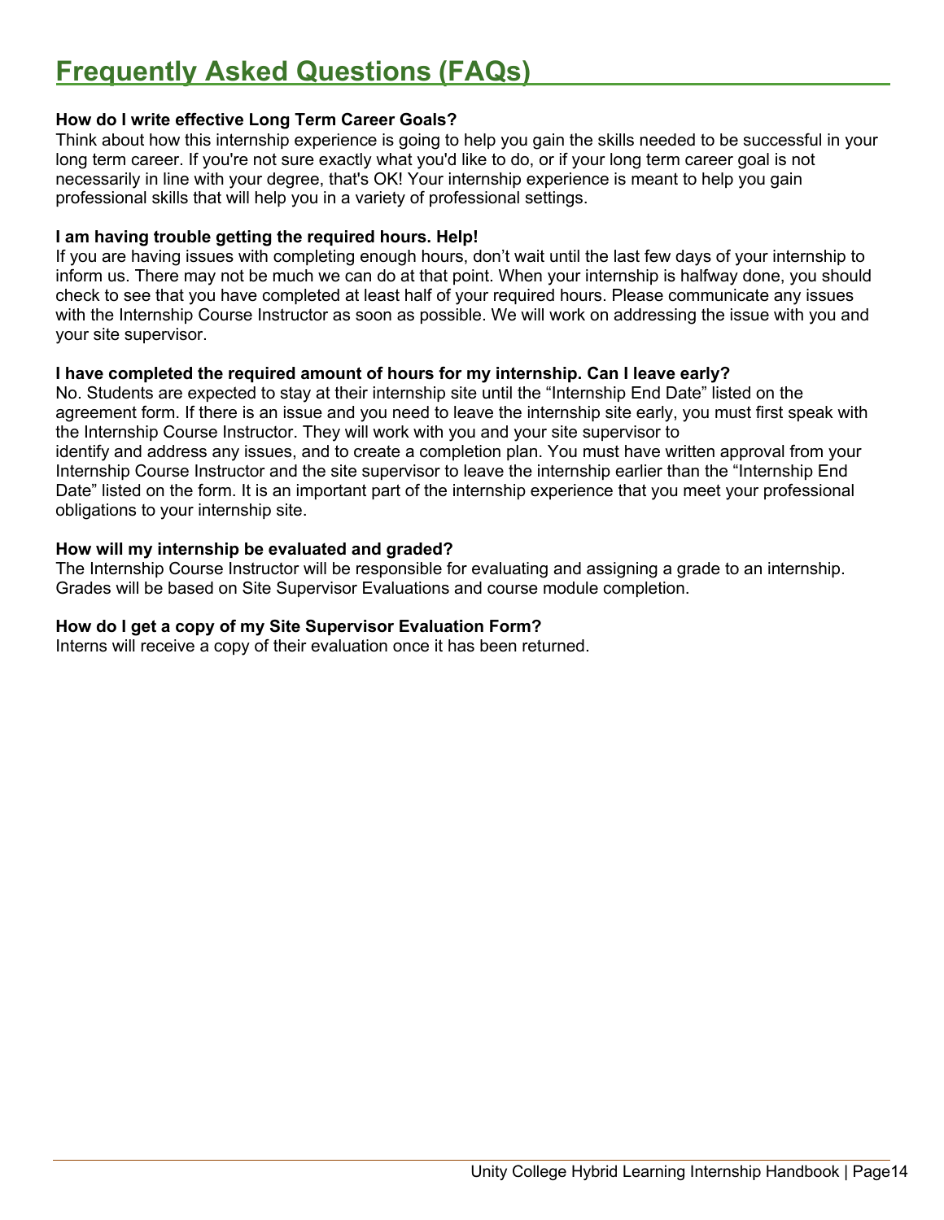# Frequently Asked Questions (FAQs)

**How do I write effective Long Term Career Goals?**

Think about how this internship experience is going to help you gain the skills needed to be successful in your long term career. If you're not sure exactly what you'd like to do, or if your long term career goal is not necessarily in line with your degree, that's OK! Your internship experience is meant to help you gain professional skills that will help you in a variety of professional settings.

**I am having trouble getting the required hours. Help!**

If you are having issues with completing enough hours, don't wait until the last few days of your internship to inform us. There may not be much we can do at that point. When your internship is halfway done, you should check to see that you have completed at least half of your required hours. Please communicate any issues with the Internship Course Instructor as soon as possible. We will work on addressing the issue with you and your site supervisor.

**I have completed the required amount of hours for my internship. Can I leave early?**

No. Students are expected to stay at their internship site until the "Internship End Date" listed on the agreement form. If there is an issue and you need to leave the internship site early, you must first speak with the Internship Course Instructor. They will work with you and your site supervisor to identify and address any issues, and to create a completion plan. You must have written approval from your Internship Course Instructor and the site supervisor to leave the internship earlier than the "Internship End Date" listed on the form. It is an important part of the internship experience that you meet your professional obligations to your internship site.

**How will my internship be evaluated and graded?**

The Internship Course Instructor will be responsible for evaluating and assigning a grade to an internship. Grades will be based on Site Supervisor Evaluations and course module completion.

**How do I get a copy of my Site Supervisor Evaluation Form?**

Interns will receive a copy of their evaluation once it has been returned.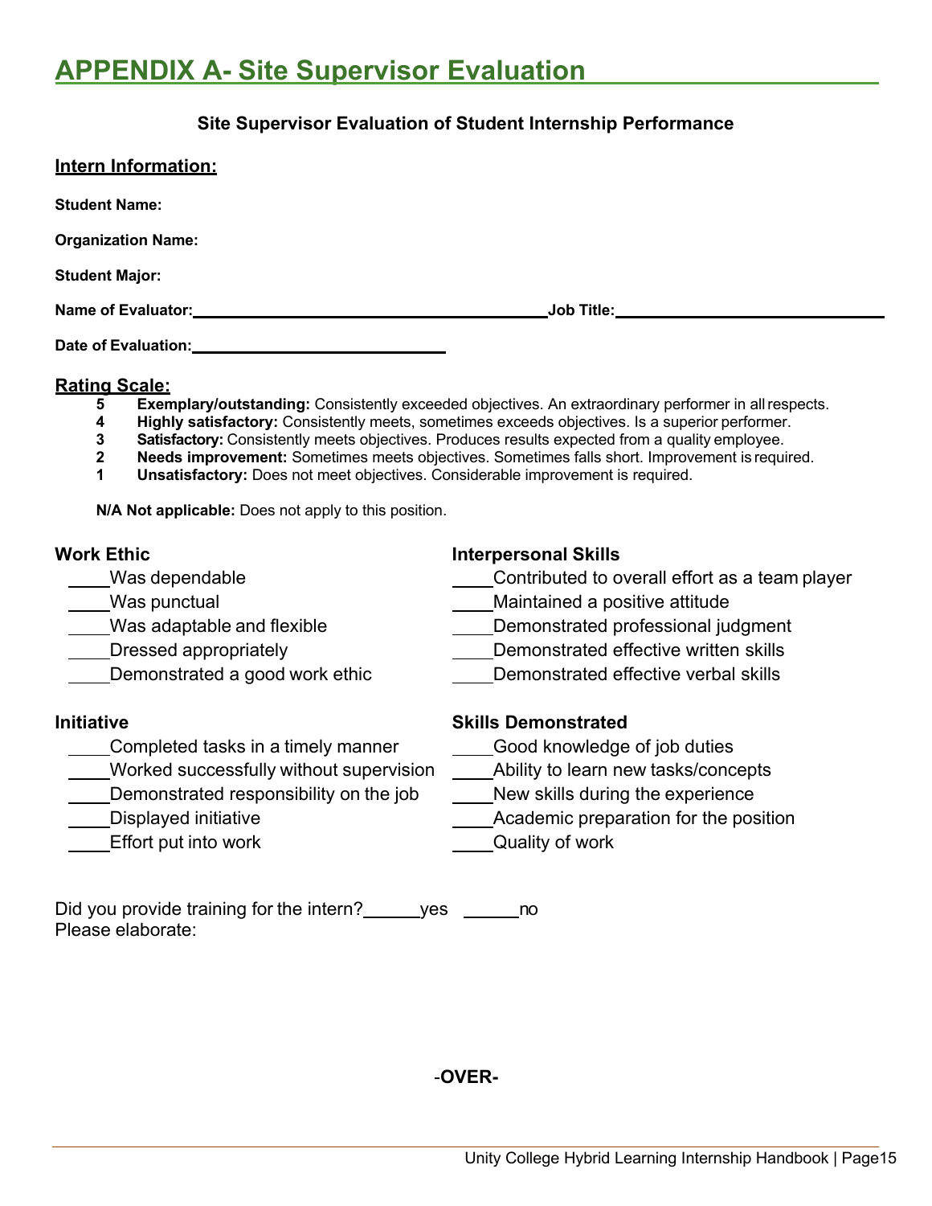# APPENDIX A- Site Supervisor Evaluation

### Site Supervisor Evaluation of Student Internship Performance

**Intern Information:**

**Student Name:**

**Organization Name:**

**Student Major:**

**Name of Evaluator:**\_\_\_\_\_\_\_\_\_\_\_\_\_\_\_\_\_\_\_\_\_\_\_\_\_\_\_\_\_\_\_\_\_\_\_\_\_\_\_\_ **Job Title:**\_\_\_\_\_\_\_\_\_\_\_\_\_\_\_\_\_\_\_\_\_\_\_\_\_\_\_\_\_\_\_

**Date of Evaluation:**\_\_\_\_\_\_\_\_\_\_\_\_\_\_\_\_\_\_\_\_\_\_\_\_\_\_\_\_\_\_

**Rating Scale:**

- **5** **Exemplary/outstanding:** Consistently exceeded objectives. An extraordinary performer in all respects.
- **4** **Highly satisfactory:** Consistently meets, sometimes exceeds objectives. Is a superior performer.
- **3** **Satisfactory:** Consistently meets objectives. Produces results expected from a quality employee.
- **2** **Needs improvement:** Sometimes meets objectives. Sometimes falls short. Improvement is required.
- **1** **Unsatisfactory:** Does not meet objectives. Considerable improvement is required.

**N/A Not applicable:** Does not apply to this position.

**Work Ethic**

\_\_\_\_Was dependable
\_\_\_\_Was punctual
\_\_\_\_Was adaptable and flexible
\_\_\_\_Dressed appropriately
\_\_\_\_Demonstrated a good work ethic

**Interpersonal Skills**

\_\_\_\_Contributed to overall effort as a team player
\_\_\_\_Maintained a positive attitude
\_\_\_\_Demonstrated professional judgment
\_\_\_\_Demonstrated effective written skills
\_\_\_\_Demonstrated effective verbal skills

**Initiative**

\_\_\_\_Completed tasks in a timely manner
\_\_\_\_Worked successfully without supervision
\_\_\_\_Demonstrated responsibility on the job
\_\_\_\_Displayed initiative
\_\_\_\_Effort put into work

**Skills Demonstrated**

\_\_\_\_Good knowledge of job duties
\_\_\_\_Ability to learn new tasks/concepts
\_\_\_\_New skills during the experience
\_\_\_\_Academic preparation for the position
\_\_\_\_Quality of work

Did you provide training for the intern?\_\_\_\_\_\_yes \_\_\_\_\_\_no
Please elaborate:

-**OVER-**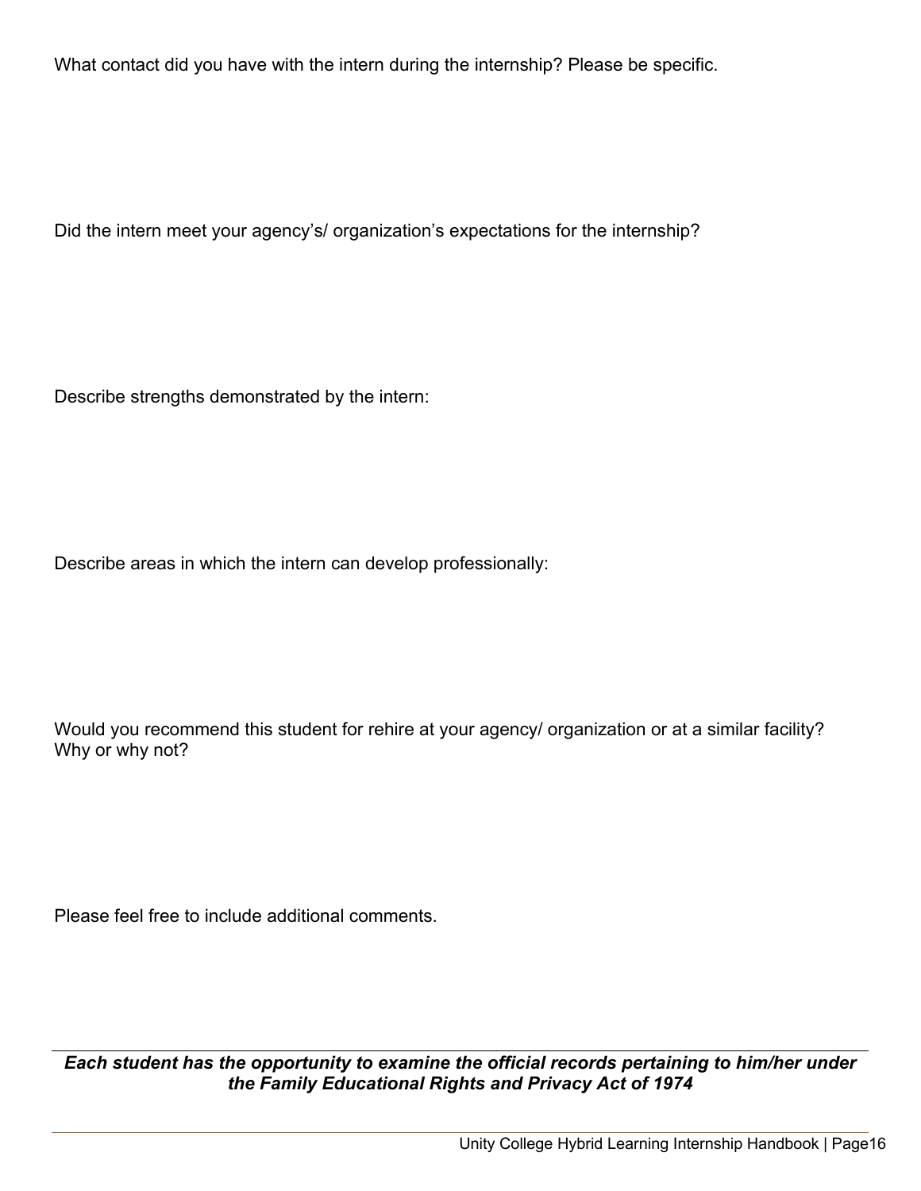What contact did you have with the intern during the internship? Please be specific.

Did the intern meet your agency's/ organization's expectations for the internship?

Describe strengths demonstrated by the intern:

Describe areas in which the intern can develop professionally:

Would you recommend this student for rehire at your agency/ organization or at a similar facility? Why or why not?

Please feel free to include additional comments.

---

***Each student has the opportunity to examine the official records pertaining to him/her under the Family Educational Rights and Privacy Act of 1974***